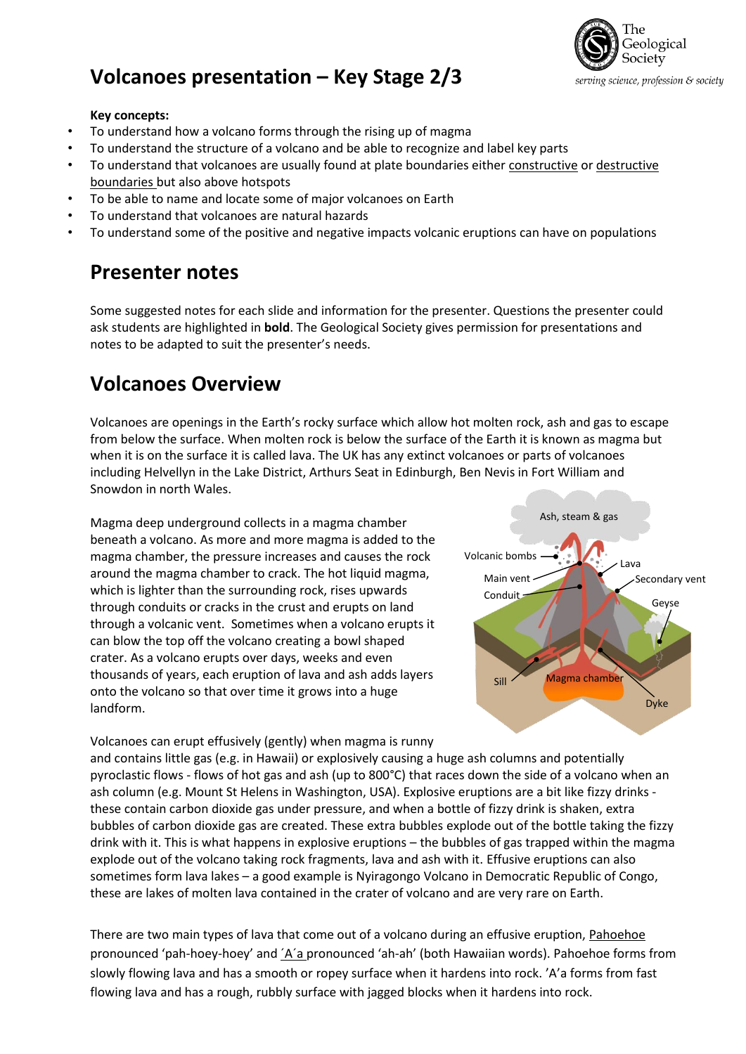# Volcanoes presentation – Key Stage 2/3

**Key concepts:**

- To understand how a volcano forms through the rising up of magma
- To understand the structure of a volcano and be able to recognize and label key parts
- To understand that volcanoes are usually found at plate boundaries either constructive or destructive boundaries but also above hotspots
- To be able to name and locate some of major volcanoes on Earth
- To understand that volcanoes are natural hazards
- To understand some of the positive and negative impacts volcanic eruptions can have on populations

## Presenter notes

Some suggested notes for each slide and information for the presenter. Questions the presenter could ask students are highlighted in **bold**. The Geological Society gives permission for presentations and notes to be adapted to suit the presenter's needs.

## Volcanoes Overview

Volcanoes are openings in the Earth's rocky surface which allow hot molten rock, ash and gas to escape from below the surface. When molten rock is below the surface of the Earth it is known as magma but when it is on the surface it is called lava. The UK has any extinct volcanoes or parts of volcanoes including Helvellyn in the Lake District, Arthurs Seat in Edinburgh, Ben Nevis in Fort William and Snowdon in north Wales.

Magma deep underground collects in a magma chamber beneath a volcano. As more and more magma is added to the magma chamber, the pressure increases and causes the rock around the magma chamber to crack. The hot liquid magma, which is lighter than the surrounding rock, rises upwards through conduits or cracks in the crust and erupts on land through a volcanic vent. Sometimes when a volcano erupts it can blow the top off the volcano creating a bowl shaped crater. As a volcano erupts over days, weeks and even thousands of years, each eruption of lava and ash adds layers onto the volcano so that over time it grows into a huge landform.

Ash, steam & gas
Volcanic bombs
Lava
Main vent
Secondary vent
Conduit
Geyse
Sill
Magma chamber
Dyke

Volcanoes can erupt effusively (gently) when magma is runny and contains little gas (e.g. in Hawaii) or explosively causing a huge ash columns and potentially pyroclastic flows - flows of hot gas and ash (up to 800°C) that races down the side of a volcano when an ash column (e.g. Mount St Helens in Washington, USA). Explosive eruptions are a bit like fizzy drinks - these contain carbon dioxide gas under pressure, and when a bottle of fizzy drink is shaken, extra bubbles of carbon dioxide gas are created. These extra bubbles explode out of the bottle taking the fizzy drink with it. This is what happens in explosive eruptions – the bubbles of gas trapped within the magma explode out of the volcano taking rock fragments, lava and ash with it. Effusive eruptions can also sometimes form lava lakes – a good example is Nyiragongo Volcano in Democratic Republic of Congo, these are lakes of molten lava contained in the crater of volcano and are very rare on Earth.

There are two main types of lava that come out of a volcano during an effusive eruption, Pahoehoe pronounced 'pah-hoey-hoey' and ´A´a pronounced 'ah-ah' (both Hawaiian words). Pahoehoe forms from slowly flowing lava and has a smooth or ropey surface when it hardens into rock. 'A'a forms from fast flowing lava and has a rough, rubbly surface with jagged blocks when it hardens into rock.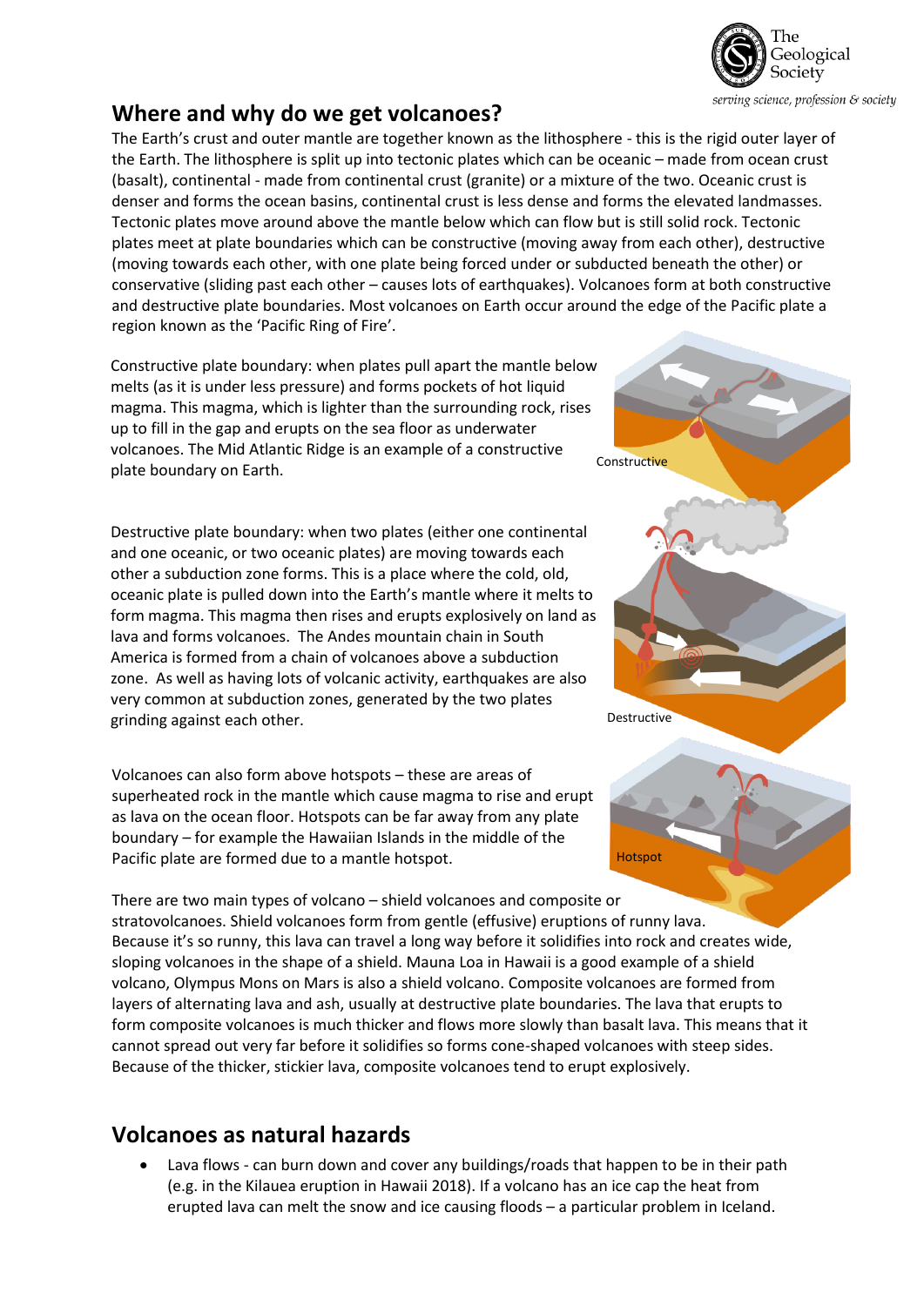## Where and why do we get volcanoes?

The Earth's crust and outer mantle are together known as the lithosphere - this is the rigid outer layer of the Earth. The lithosphere is split up into tectonic plates which can be oceanic – made from ocean crust (basalt), continental - made from continental crust (granite) or a mixture of the two. Oceanic crust is denser and forms the ocean basins, continental crust is less dense and forms the elevated landmasses. Tectonic plates move around above the mantle below which can flow but is still solid rock. Tectonic plates meet at plate boundaries which can be constructive (moving away from each other), destructive (moving towards each other, with one plate being forced under or subducted beneath the other) or conservative (sliding past each other – causes lots of earthquakes). Volcanoes form at both constructive and destructive plate boundaries. Most volcanoes on Earth occur around the edge of the Pacific plate a region known as the 'Pacific Ring of Fire'.

Constructive plate boundary: when plates pull apart the mantle below melts (as it is under less pressure) and forms pockets of hot liquid magma. This magma, which is lighter than the surrounding rock, rises up to fill in the gap and erupts on the sea floor as underwater volcanoes. The Mid Atlantic Ridge is an example of a constructive plate boundary on Earth.

Constructive

Destructive plate boundary: when two plates (either one continental and one oceanic, or two oceanic plates) are moving towards each other a subduction zone forms. This is a place where the cold, old, oceanic plate is pulled down into the Earth's mantle where it melts to form magma. This magma then rises and erupts explosively on land as lava and forms volcanoes. The Andes mountain chain in South America is formed from a chain of volcanoes above a subduction zone. As well as having lots of volcanic activity, earthquakes are also very common at subduction zones, generated by the two plates grinding against each other.

Destructive

Volcanoes can also form above hotspots – these are areas of superheated rock in the mantle which cause magma to rise and erupt as lava on the ocean floor. Hotspots can be far away from any plate boundary – for example the Hawaiian Islands in the middle of the Pacific plate are formed due to a mantle hotspot.

Hotspot

There are two main types of volcano – shield volcanoes and composite or stratovolcanoes. Shield volcanoes form from gentle (effusive) eruptions of runny lava. Because it's so runny, this lava can travel a long way before it solidifies into rock and creates wide, sloping volcanoes in the shape of a shield. Mauna Loa in Hawaii is a good example of a shield volcano, Olympus Mons on Mars is also a shield volcano. Composite volcanoes are formed from layers of alternating lava and ash, usually at destructive plate boundaries. The lava that erupts to form composite volcanoes is much thicker and flows more slowly than basalt lava. This means that it cannot spread out very far before it solidifies so forms cone-shaped volcanoes with steep sides. Because of the thicker, stickier lava, composite volcanoes tend to erupt explosively.

## Volcanoes as natural hazards

- Lava flows - can burn down and cover any buildings/roads that happen to be in their path (e.g. in the Kilauea eruption in Hawaii 2018). If a volcano has an ice cap the heat from erupted lava can melt the snow and ice causing floods – a particular problem in Iceland.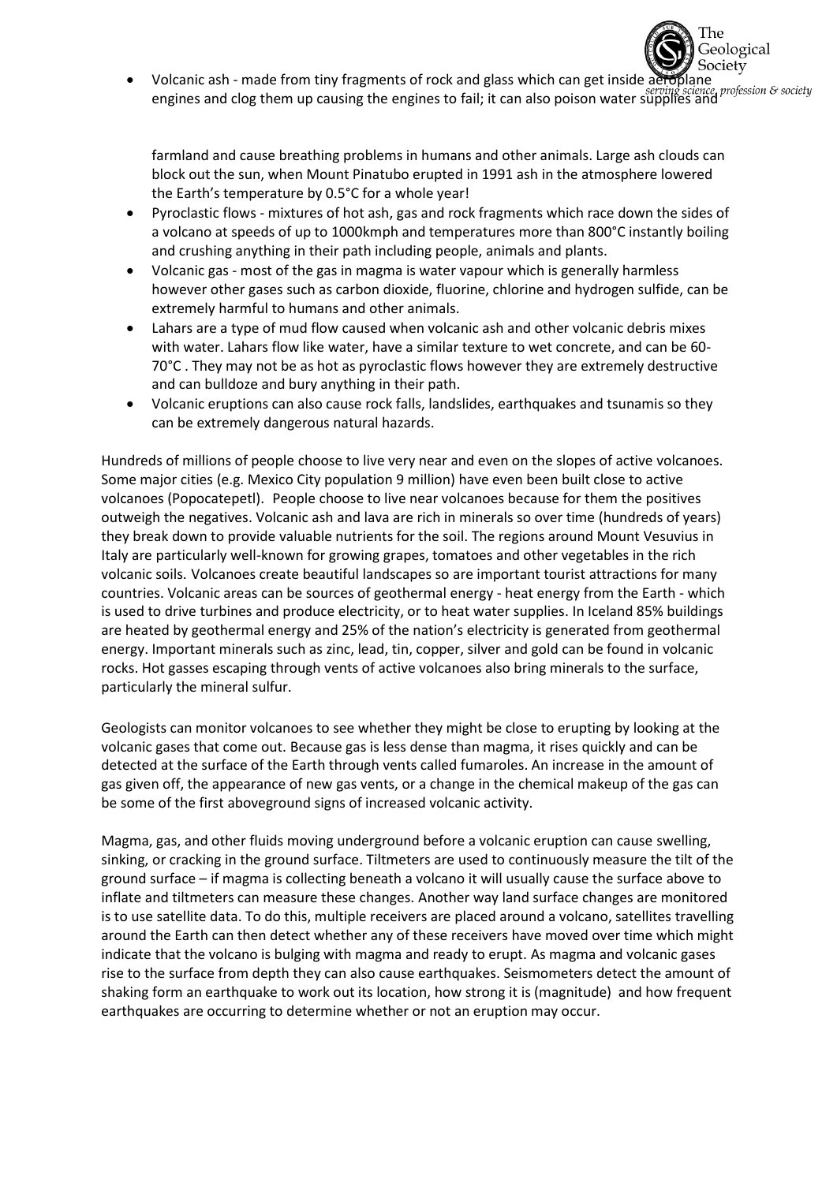- Volcanic ash - made from tiny fragments of rock and glass which can get inside aeroplane engines and clog them up causing the engines to fail; it can also poison water supplies and farmland and cause breathing problems in humans and other animals. Large ash clouds can block out the sun, when Mount Pinatubo erupted in 1991 ash in the atmosphere lowered the Earth's temperature by 0.5°C for a whole year!
- Pyroclastic flows - mixtures of hot ash, gas and rock fragments which race down the sides of a volcano at speeds of up to 1000kmph and temperatures more than 800°C instantly boiling and crushing anything in their path including people, animals and plants.
- Volcanic gas - most of the gas in magma is water vapour which is generally harmless however other gases such as carbon dioxide, fluorine, chlorine and hydrogen sulfide, can be extremely harmful to humans and other animals.
- Lahars are a type of mud flow caused when volcanic ash and other volcanic debris mixes with water. Lahars flow like water, have a similar texture to wet concrete, and can be 60-70°C . They may not be as hot as pyroclastic flows however they are extremely destructive and can bulldoze and bury anything in their path.
- Volcanic eruptions can also cause rock falls, landslides, earthquakes and tsunamis so they can be extremely dangerous natural hazards.

Hundreds of millions of people choose to live very near and even on the slopes of active volcanoes. Some major cities (e.g. Mexico City population 9 million) have even been built close to active volcanoes (Popocatepetl). People choose to live near volcanoes because for them the positives outweigh the negatives. Volcanic ash and lava are rich in minerals so over time (hundreds of years) they break down to provide valuable nutrients for the soil. The regions around Mount Vesuvius in Italy are particularly well-known for growing grapes, tomatoes and other vegetables in the rich volcanic soils. Volcanoes create beautiful landscapes so are important tourist attractions for many countries. Volcanic areas can be sources of geothermal energy - heat energy from the Earth - which is used to drive turbines and produce electricity, or to heat water supplies. In Iceland 85% buildings are heated by geothermal energy and 25% of the nation's electricity is generated from geothermal energy. Important minerals such as zinc, lead, tin, copper, silver and gold can be found in volcanic rocks. Hot gasses escaping through vents of active volcanoes also bring minerals to the surface, particularly the mineral sulfur.

Geologists can monitor volcanoes to see whether they might be close to erupting by looking at the volcanic gases that come out. Because gas is less dense than magma, it rises quickly and can be detected at the surface of the Earth through vents called fumaroles. An increase in the amount of gas given off, the appearance of new gas vents, or a change in the chemical makeup of the gas can be some of the first aboveground signs of increased volcanic activity.

Magma, gas, and other fluids moving underground before a volcanic eruption can cause swelling, sinking, or cracking in the ground surface. Tiltmeters are used to continuously measure the tilt of the ground surface – if magma is collecting beneath a volcano it will usually cause the surface above to inflate and tiltmeters can measure these changes. Another way land surface changes are monitored is to use satellite data. To do this, multiple receivers are placed around a volcano, satellites travelling around the Earth can then detect whether any of these receivers have moved over time which might indicate that the volcano is bulging with magma and ready to erupt. As magma and volcanic gases rise to the surface from depth they can also cause earthquakes. Seismometers detect the amount of shaking form an earthquake to work out its location, how strong it is (magnitude) and how frequent earthquakes are occurring to determine whether or not an eruption may occur.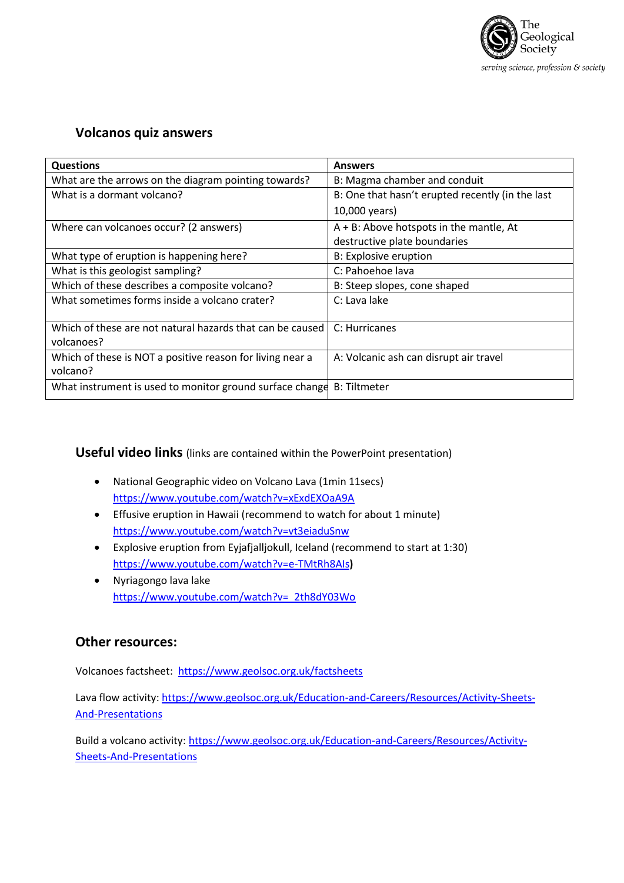## Volcanos quiz answers

| Questions | Answers |
|---|---|
| What are the arrows on the diagram pointing towards? | B: Magma chamber and conduit |
| What is a dormant volcano? | B: One that hasn't erupted recently (in the last 10,000 years) |
| Where can volcanoes occur? (2 answers) | A + B: Above hotspots in the mantle, At destructive plate boundaries |
| What type of eruption is happening here? | B: Explosive eruption |
| What is this geologist sampling? | C: Pahoehoe lava |
| Which of these describes a composite volcano? | B: Steep slopes, cone shaped |
| What sometimes forms inside a volcano crater? | C: Lava lake |
| Which of these are not natural hazards that can be caused volcanoes? | C: Hurricanes |
| Which of these is NOT a positive reason for living near a volcano? | A: Volcanic ash can disrupt air travel |
| What instrument is used to monitor ground surface change | B: Tiltmeter |

## Useful video links (links are contained within the PowerPoint presentation)

- National Geographic video on Volcano Lava (1min 11secs) https://www.youtube.com/watch?v=xExdEXOaA9A
- Effusive eruption in Hawaii (recommend to watch for about 1 minute) https://www.youtube.com/watch?v=vt3eiaduSnw
- Explosive eruption from Eyjafjalljokull, Iceland (recommend to start at 1:30) https://www.youtube.com/watch?v=e-TMtRh8AIs)
- Nyriagongo lava lake https://www.youtube.com/watch?v=_2th8dY03Wo

## Other resources:

Volcanoes factsheet: https://www.geolsoc.org.uk/factsheets

Lava flow activity: https://www.geolsoc.org.uk/Education-and-Careers/Resources/Activity-Sheets-And-Presentations

Build a volcano activity: https://www.geolsoc.org.uk/Education-and-Careers/Resources/Activity-Sheets-And-Presentations